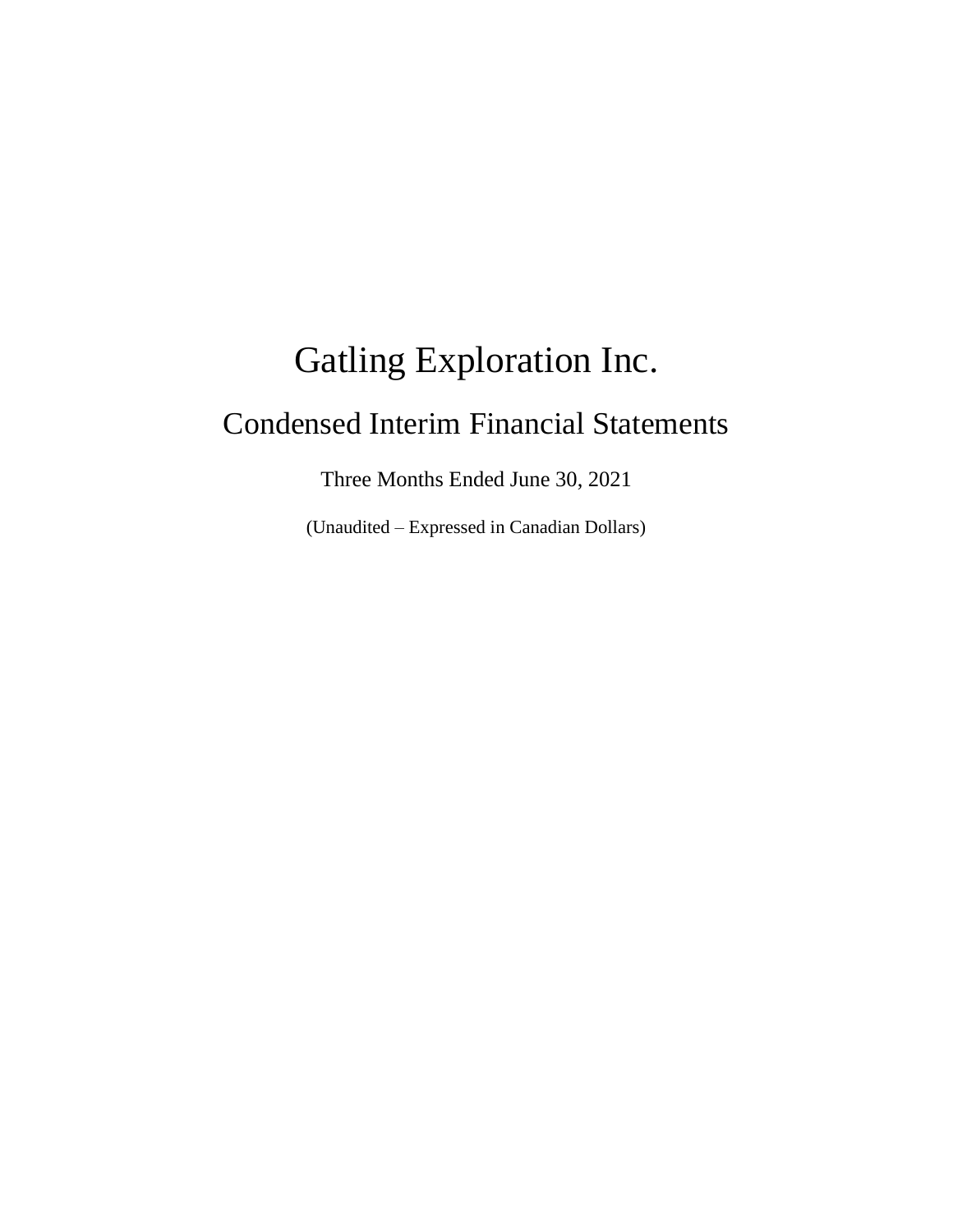# Gatling Exploration Inc.

## Condensed Interim Financial Statements

Three Months Ended June 30, 2021

(Unaudited – Expressed in Canadian Dollars)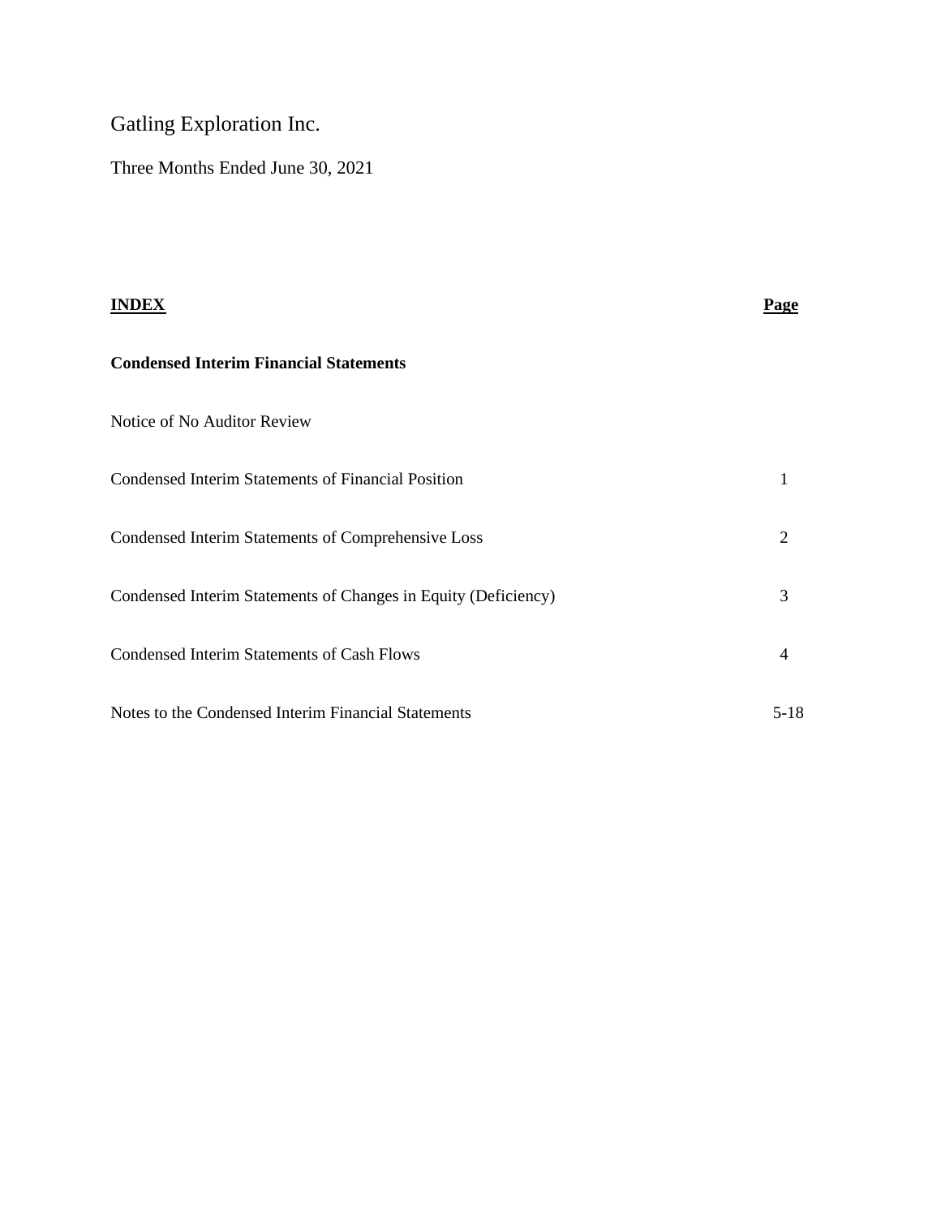# Gatling Exploration Inc.

Three Months Ended June 30, 2021

| **INDEX** | **Page** |
|---|---|
| **Condensed Interim Financial Statements** | |
| Notice of No Auditor Review | |
| Condensed Interim Statements of Financial Position | 1 |
| Condensed Interim Statements of Comprehensive Loss | 2 |
| Condensed Interim Statements of Changes in Equity (Deficiency) | 3 |
| Condensed Interim Statements of Cash Flows | 4 |
| Notes to the Condensed Interim Financial Statements | 5-18 |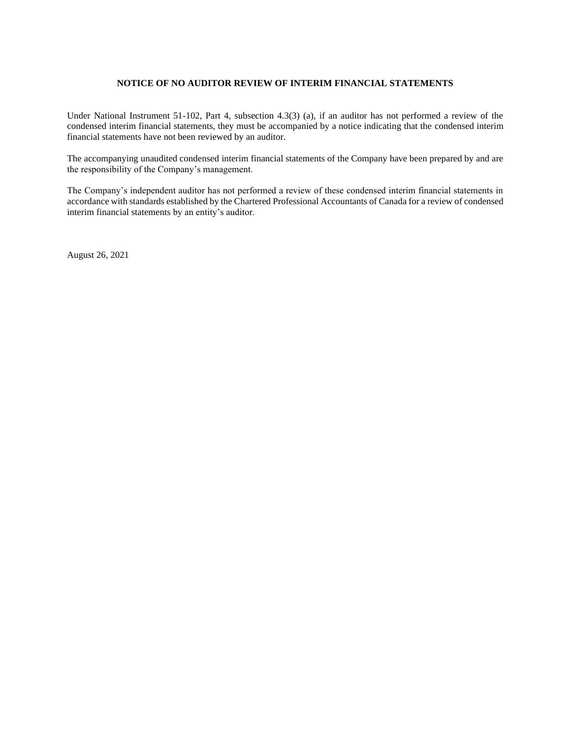**NOTICE OF NO AUDITOR REVIEW OF INTERIM FINANCIAL STATEMENTS**

Under National Instrument 51-102, Part 4, subsection 4.3(3) (a), if an auditor has not performed a review of the condensed interim financial statements, they must be accompanied by a notice indicating that the condensed interim financial statements have not been reviewed by an auditor.

The accompanying unaudited condensed interim financial statements of the Company have been prepared by and are the responsibility of the Company's management.

The Company's independent auditor has not performed a review of these condensed interim financial statements in accordance with standards established by the Chartered Professional Accountants of Canada for a review of condensed interim financial statements by an entity's auditor.

August 26, 2021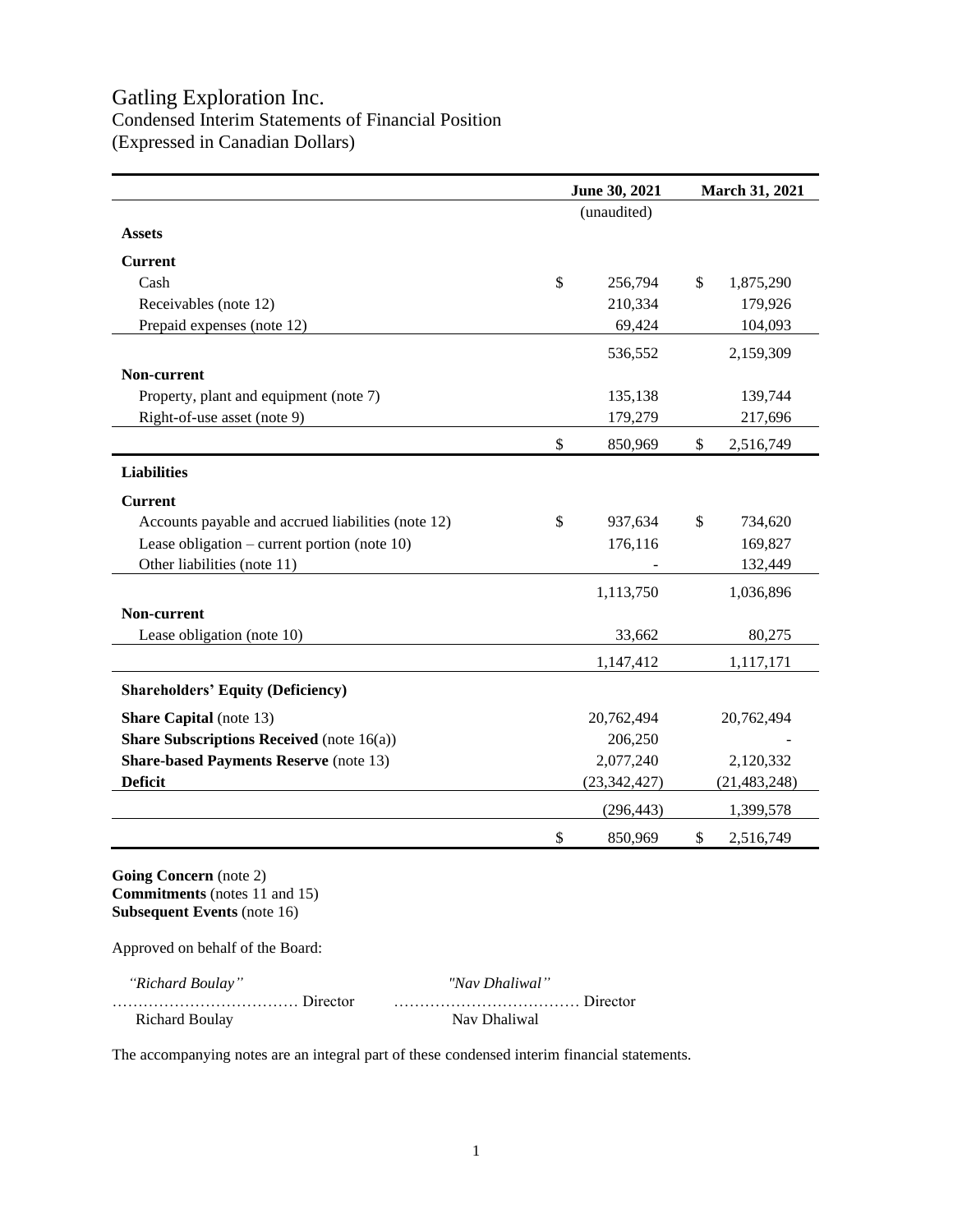# Gatling Exploration Inc.

## Condensed Interim Statements of Financial Position

(Expressed in Canadian Dollars)

| | June 30, 2021 | March 31, 2021 |
|---|---|---|
| | (unaudited) | |
| **Assets** | | |
| **Current** | | |
| Cash | $ 256,794 | $ 1,875,290 |
| Receivables (note 12) | 210,334 | 179,926 |
| Prepaid expenses (note 12) | 69,424 | 104,093 |
| | 536,552 | 2,159,309 |
| **Non-current** | | |
| Property, plant and equipment (note 7) | 135,138 | 139,744 |
| Right-of-use asset (note 9) | 179,279 | 217,696 |
| | $ 850,969 | $ 2,516,749 |
| **Liabilities** | | |
| **Current** | | |
| Accounts payable and accrued liabilities (note 12) | $ 937,634 | $ 734,620 |
| Lease obligation – current portion (note 10) | 176,116 | 169,827 |
| Other liabilities (note 11) | - | 132,449 |
| | 1,113,750 | 1,036,896 |
| **Non-current** | | |
| Lease obligation (note 10) | 33,662 | 80,275 |
| | 1,147,412 | 1,117,171 |
| **Shareholders' Equity (Deficiency)** | | |
| **Share Capital** (note 13) | 20,762,494 | 20,762,494 |
| **Share Subscriptions Received** (note 16(a)) | 206,250 | - |
| **Share-based Payments Reserve** (note 13) | 2,077,240 | 2,120,332 |
| **Deficit** | (23,342,427) | (21,483,248) |
| | (296,443) | 1,399,578 |
| | $ 850,969 | $ 2,516,749 |

**Going Concern** (note 2)
**Commitments** (notes 11 and 15)
**Subsequent Events** (note 16)

Approved on behalf of the Board:

| *"Richard Boulay"* | *"Nav Dhaliwal"* |
|---|---|
| ……………………………… Director | ……………………………… Director |
| Richard Boulay | Nav Dhaliwal |

The accompanying notes are an integral part of these condensed interim financial statements.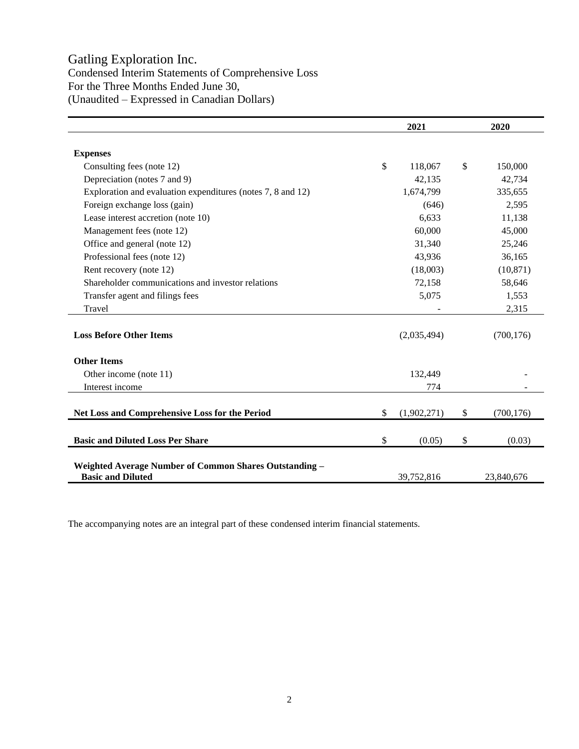# Gatling Exploration Inc.

Condensed Interim Statements of Comprehensive Loss
For the Three Months Ended June 30,
(Unaudited – Expressed in Canadian Dollars)

| | 2021 | 2020 |
|---|---|---|
| **Expenses** | | |
| Consulting fees (note 12) | $ 118,067 | $ 150,000 |
| Depreciation (notes 7 and 9) | 42,135 | 42,734 |
| Exploration and evaluation expenditures (notes 7, 8 and 12) | 1,674,799 | 335,655 |
| Foreign exchange loss (gain) | (646) | 2,595 |
| Lease interest accretion (note 10) | 6,633 | 11,138 |
| Management fees (note 12) | 60,000 | 45,000 |
| Office and general (note 12) | 31,340 | 25,246 |
| Professional fees (note 12) | 43,936 | 36,165 |
| Rent recovery (note 12) | (18,003) | (10,871) |
| Shareholder communications and investor relations | 72,158 | 58,646 |
| Transfer agent and filings fees | 5,075 | 1,553 |
| Travel | - | 2,315 |
| **Loss Before Other Items** | (2,035,494) | (700,176) |
| **Other Items** | | |
| Other income (note 11) | 132,449 | - |
| Interest income | 774 | - |
| **Net Loss and Comprehensive Loss for the Period** | $ (1,902,271) | $ (700,176) |
| **Basic and Diluted Loss Per Share** | $ (0.05) | $ (0.03) |
| **Weighted Average Number of Common Shares Outstanding – Basic and Diluted** | 39,752,816 | 23,840,676 |

The accompanying notes are an integral part of these condensed interim financial statements.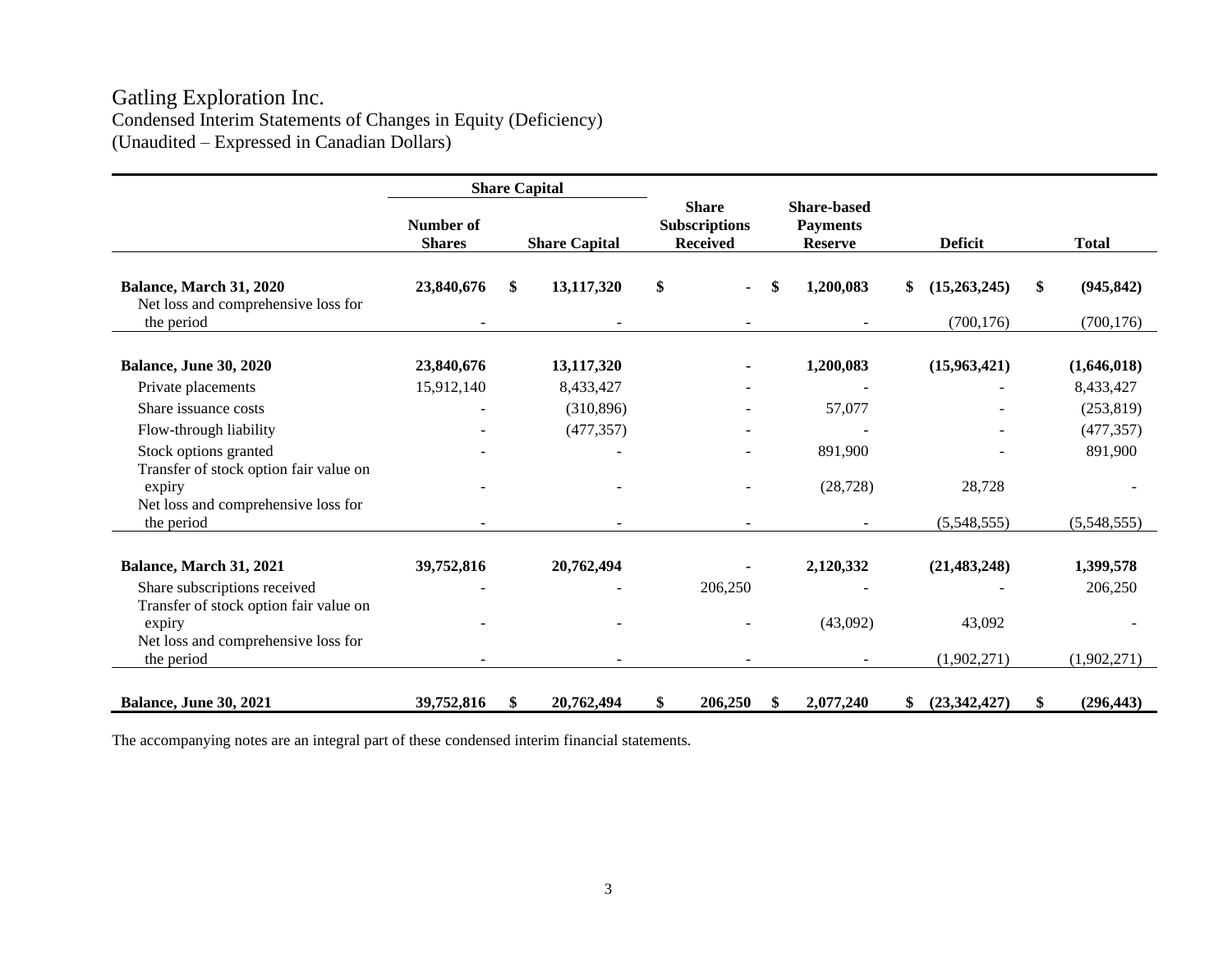# Gatling Exploration Inc.

Condensed Interim Statements of Changes in Equity (Deficiency)
(Unaudited – Expressed in Canadian Dollars)

| | Share Capital | | | | | |
|---|---|---|---|---|---|---|
| | Number of Shares | Share Capital | Share Subscriptions Received | Share-based Payments Reserve | Deficit | Total |
| **Balance, March 31, 2020** | **23,840,676** | **$ 13,117,320** | **$ -** | **$ 1,200,083** | **$ (15,263,245)** | **$ (945,842)** |
| Net loss and comprehensive loss for the period | - | - | - | - | (700,176) | (700,176) |
| **Balance, June 30, 2020** | **23,840,676** | **13,117,320** | **-** | **1,200,083** | **(15,963,421)** | **(1,646,018)** |
| Private placements | 15,912,140 | 8,433,427 | - | - | - | 8,433,427 |
| Share issuance costs | - | (310,896) | - | 57,077 | - | (253,819) |
| Flow-through liability | - | (477,357) | - | - | - | (477,357) |
| Stock options granted | - | - | - | 891,900 | - | 891,900 |
| Transfer of stock option fair value on expiry | - | - | - | (28,728) | 28,728 | - |
| Net loss and comprehensive loss for the period | - | - | - | - | (5,548,555) | (5,548,555) |
| **Balance, March 31, 2021** | **39,752,816** | **20,762,494** | **-** | **2,120,332** | **(21,483,248)** | **1,399,578** |
| Share subscriptions received | - | - | 206,250 | - | - | 206,250 |
| Transfer of stock option fair value on expiry | - | - | - | (43,092) | 43,092 | - |
| Net loss and comprehensive loss for the period | - | - | - | - | (1,902,271) | (1,902,271) |
| **Balance, June 30, 2021** | **39,752,816** | **$ 20,762,494** | **$ 206,250** | **$ 2,077,240** | **$ (23,342,427)** | **$ (296,443)** |

The accompanying notes are an integral part of these condensed interim financial statements.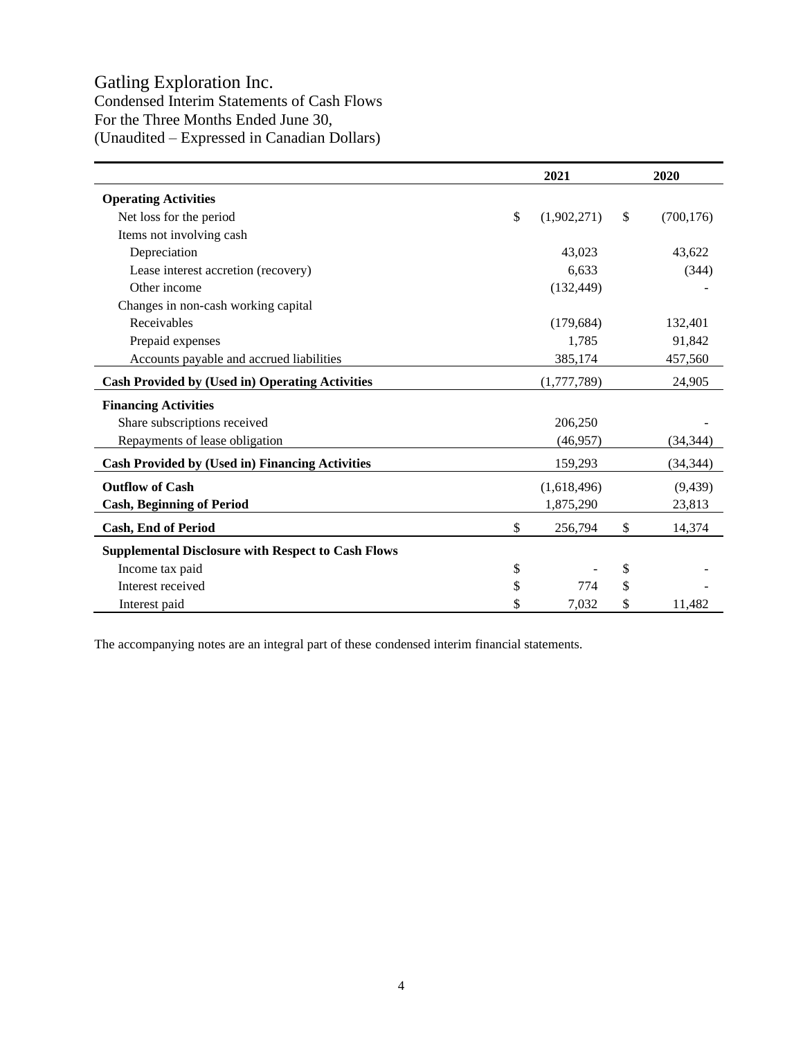# Gatling Exploration Inc.

Condensed Interim Statements of Cash Flows
For the Three Months Ended June 30,
(Unaudited – Expressed in Canadian Dollars)

| | 2021 | 2020 |
|---|---|---|
| **Operating Activities** | | |
| Net loss for the period | $ (1,902,271) | $ (700,176) |
| Items not involving cash | | |
| Depreciation | 43,023 | 43,622 |
| Lease interest accretion (recovery) | 6,633 | (344) |
| Other income | (132,449) | - |
| Changes in non-cash working capital | | |
| Receivables | (179,684) | 132,401 |
| Prepaid expenses | 1,785 | 91,842 |
| Accounts payable and accrued liabilities | 385,174 | 457,560 |
| **Cash Provided by (Used in) Operating Activities** | (1,777,789) | 24,905 |
| **Financing Activities** | | |
| Share subscriptions received | 206,250 | - |
| Repayments of lease obligation | (46,957) | (34,344) |
| **Cash Provided by (Used in) Financing Activities** | 159,293 | (34,344) |
| **Outflow of Cash** | (1,618,496) | (9,439) |
| **Cash, Beginning of Period** | 1,875,290 | 23,813 |
| **Cash, End of Period** | $ 256,794 | $ 14,374 |
| **Supplemental Disclosure with Respect to Cash Flows** | | |
| Income tax paid | $ - | $ - |
| Interest received | $ 774 | $ - |
| Interest paid | $ 7,032 | $ 11,482 |

The accompanying notes are an integral part of these condensed interim financial statements.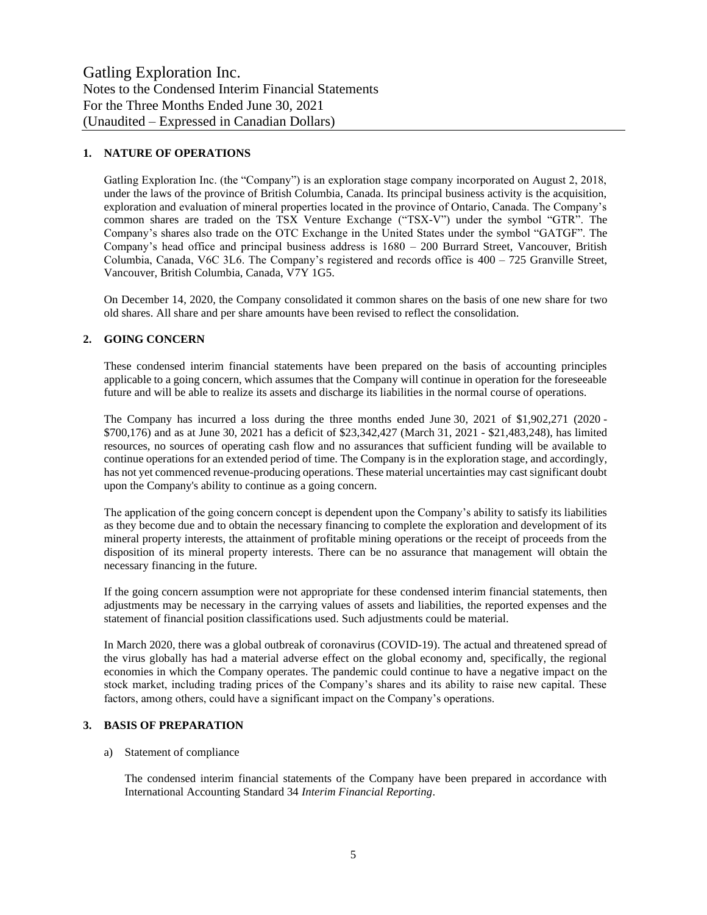# Gatling Exploration Inc.

Notes to the Condensed Interim Financial Statements
For the Three Months Ended June 30, 2021
(Unaudited – Expressed in Canadian Dollars)

## 1. NATURE OF OPERATIONS

Gatling Exploration Inc. (the "Company") is an exploration stage company incorporated on August 2, 2018, under the laws of the province of British Columbia, Canada. Its principal business activity is the acquisition, exploration and evaluation of mineral properties located in the province of Ontario, Canada. The Company's common shares are traded on the TSX Venture Exchange ("TSX-V") under the symbol "GTR". The Company's shares also trade on the OTC Exchange in the United States under the symbol "GATGF". The Company's head office and principal business address is 1680 – 200 Burrard Street, Vancouver, British Columbia, Canada, V6C 3L6. The Company's registered and records office is 400 – 725 Granville Street, Vancouver, British Columbia, Canada, V7Y 1G5.

On December 14, 2020, the Company consolidated it common shares on the basis of one new share for two old shares. All share and per share amounts have been revised to reflect the consolidation.

## 2. GOING CONCERN

These condensed interim financial statements have been prepared on the basis of accounting principles applicable to a going concern, which assumes that the Company will continue in operation for the foreseeable future and will be able to realize its assets and discharge its liabilities in the normal course of operations.

The Company has incurred a loss during the three months ended June 30, 2021 of $1,902,271 (2020 - $700,176) and as at June 30, 2021 has a deficit of $23,342,427 (March 31, 2021 - $21,483,248), has limited resources, no sources of operating cash flow and no assurances that sufficient funding will be available to continue operations for an extended period of time. The Company is in the exploration stage, and accordingly, has not yet commenced revenue-producing operations. These material uncertainties may cast significant doubt upon the Company's ability to continue as a going concern.

The application of the going concern concept is dependent upon the Company's ability to satisfy its liabilities as they become due and to obtain the necessary financing to complete the exploration and development of its mineral property interests, the attainment of profitable mining operations or the receipt of proceeds from the disposition of its mineral property interests. There can be no assurance that management will obtain the necessary financing in the future.

If the going concern assumption were not appropriate for these condensed interim financial statements, then adjustments may be necessary in the carrying values of assets and liabilities, the reported expenses and the statement of financial position classifications used. Such adjustments could be material.

In March 2020, there was a global outbreak of coronavirus (COVID-19). The actual and threatened spread of the virus globally has had a material adverse effect on the global economy and, specifically, the regional economies in which the Company operates. The pandemic could continue to have a negative impact on the stock market, including trading prices of the Company's shares and its ability to raise new capital. These factors, among others, could have a significant impact on the Company's operations.

## 3. BASIS OF PREPARATION

a) Statement of compliance

The condensed interim financial statements of the Company have been prepared in accordance with International Accounting Standard 34 *Interim Financial Reporting*.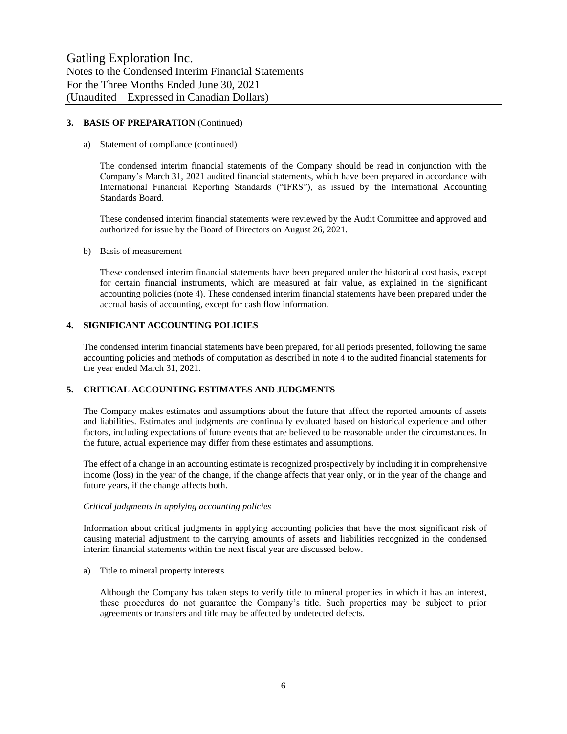## 3. BASIS OF PREPARATION (Continued)

a) Statement of compliance (continued)

The condensed interim financial statements of the Company should be read in conjunction with the Company's March 31, 2021 audited financial statements, which have been prepared in accordance with International Financial Reporting Standards ("IFRS"), as issued by the International Accounting Standards Board.

These condensed interim financial statements were reviewed by the Audit Committee and approved and authorized for issue by the Board of Directors on August 26, 2021.

b) Basis of measurement

These condensed interim financial statements have been prepared under the historical cost basis, except for certain financial instruments, which are measured at fair value, as explained in the significant accounting policies (note 4). These condensed interim financial statements have been prepared under the accrual basis of accounting, except for cash flow information.

## 4. SIGNIFICANT ACCOUNTING POLICIES

The condensed interim financial statements have been prepared, for all periods presented, following the same accounting policies and methods of computation as described in note 4 to the audited financial statements for the year ended March 31, 2021.

## 5. CRITICAL ACCOUNTING ESTIMATES AND JUDGMENTS

The Company makes estimates and assumptions about the future that affect the reported amounts of assets and liabilities. Estimates and judgments are continually evaluated based on historical experience and other factors, including expectations of future events that are believed to be reasonable under the circumstances. In the future, actual experience may differ from these estimates and assumptions.

The effect of a change in an accounting estimate is recognized prospectively by including it in comprehensive income (loss) in the year of the change, if the change affects that year only, or in the year of the change and future years, if the change affects both.

*Critical judgments in applying accounting policies*

Information about critical judgments in applying accounting policies that have the most significant risk of causing material adjustment to the carrying amounts of assets and liabilities recognized in the condensed interim financial statements within the next fiscal year are discussed below.

a) Title to mineral property interests

Although the Company has taken steps to verify title to mineral properties in which it has an interest, these procedures do not guarantee the Company's title. Such properties may be subject to prior agreements or transfers and title may be affected by undetected defects.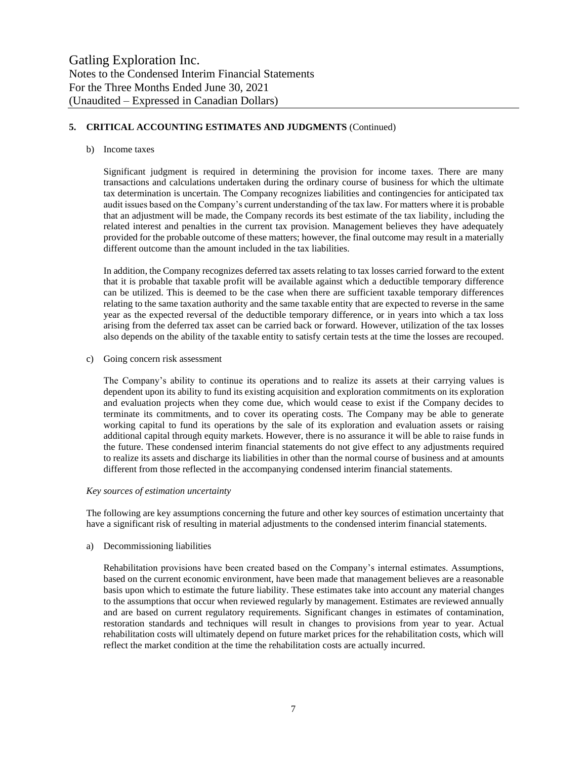## 5. CRITICAL ACCOUNTING ESTIMATES AND JUDGMENTS (Continued)

b) Income taxes

Significant judgment is required in determining the provision for income taxes. There are many transactions and calculations undertaken during the ordinary course of business for which the ultimate tax determination is uncertain. The Company recognizes liabilities and contingencies for anticipated tax audit issues based on the Company's current understanding of the tax law. For matters where it is probable that an adjustment will be made, the Company records its best estimate of the tax liability, including the related interest and penalties in the current tax provision. Management believes they have adequately provided for the probable outcome of these matters; however, the final outcome may result in a materially different outcome than the amount included in the tax liabilities.

In addition, the Company recognizes deferred tax assets relating to tax losses carried forward to the extent that it is probable that taxable profit will be available against which a deductible temporary difference can be utilized. This is deemed to be the case when there are sufficient taxable temporary differences relating to the same taxation authority and the same taxable entity that are expected to reverse in the same year as the expected reversal of the deductible temporary difference, or in years into which a tax loss arising from the deferred tax asset can be carried back or forward. However, utilization of the tax losses also depends on the ability of the taxable entity to satisfy certain tests at the time the losses are recouped.

c) Going concern risk assessment

The Company's ability to continue its operations and to realize its assets at their carrying values is dependent upon its ability to fund its existing acquisition and exploration commitments on its exploration and evaluation projects when they come due, which would cease to exist if the Company decides to terminate its commitments, and to cover its operating costs. The Company may be able to generate working capital to fund its operations by the sale of its exploration and evaluation assets or raising additional capital through equity markets. However, there is no assurance it will be able to raise funds in the future. These condensed interim financial statements do not give effect to any adjustments required to realize its assets and discharge its liabilities in other than the normal course of business and at amounts different from those reflected in the accompanying condensed interim financial statements.

*Key sources of estimation uncertainty*

The following are key assumptions concerning the future and other key sources of estimation uncertainty that have a significant risk of resulting in material adjustments to the condensed interim financial statements.

a) Decommissioning liabilities

Rehabilitation provisions have been created based on the Company's internal estimates. Assumptions, based on the current economic environment, have been made that management believes are a reasonable basis upon which to estimate the future liability. These estimates take into account any material changes to the assumptions that occur when reviewed regularly by management. Estimates are reviewed annually and are based on current regulatory requirements. Significant changes in estimates of contamination, restoration standards and techniques will result in changes to provisions from year to year. Actual rehabilitation costs will ultimately depend on future market prices for the rehabilitation costs, which will reflect the market condition at the time the rehabilitation costs are actually incurred.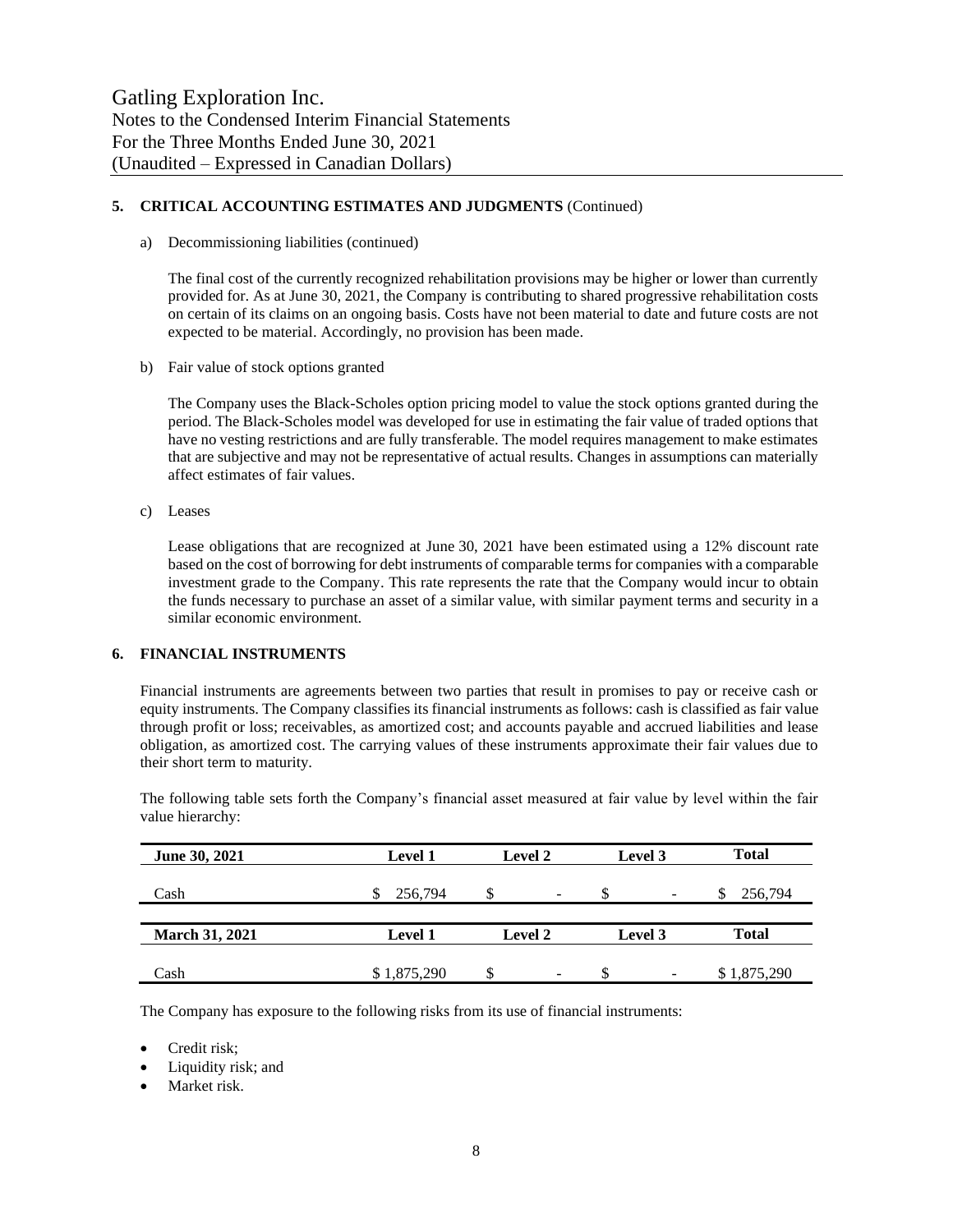### 5. CRITICAL ACCOUNTING ESTIMATES AND JUDGMENTS (Continued)

a) Decommissioning liabilities (continued)

The final cost of the currently recognized rehabilitation provisions may be higher or lower than currently provided for. As at June 30, 2021, the Company is contributing to shared progressive rehabilitation costs on certain of its claims on an ongoing basis. Costs have not been material to date and future costs are not expected to be material. Accordingly, no provision has been made.

b) Fair value of stock options granted

The Company uses the Black-Scholes option pricing model to value the stock options granted during the period. The Black-Scholes model was developed for use in estimating the fair value of traded options that have no vesting restrictions and are fully transferable. The model requires management to make estimates that are subjective and may not be representative of actual results. Changes in assumptions can materially affect estimates of fair values.

c) Leases

Lease obligations that are recognized at June 30, 2021 have been estimated using a 12% discount rate based on the cost of borrowing for debt instruments of comparable terms for companies with a comparable investment grade to the Company. This rate represents the rate that the Company would incur to obtain the funds necessary to purchase an asset of a similar value, with similar payment terms and security in a similar economic environment.

### 6. FINANCIAL INSTRUMENTS

Financial instruments are agreements between two parties that result in promises to pay or receive cash or equity instruments. The Company classifies its financial instruments as follows: cash is classified as fair value through profit or loss; receivables, as amortized cost; and accounts payable and accrued liabilities and lease obligation, as amortized cost. The carrying values of these instruments approximate their fair values due to their short term to maturity.

The following table sets forth the Company's financial asset measured at fair value by level within the fair value hierarchy:

| June 30, 2021 | Level 1 | Level 2 | Level 3 | Total |
|---|---|---|---|---|
| Cash | $ 256,794 | $ - | $ - | $ 256,794 |
| **March 31, 2021** | **Level 1** | **Level 2** | **Level 3** | **Total** |
| Cash | $ 1,875,290 | $ - | $ - | $ 1,875,290 |

The Company has exposure to the following risks from its use of financial instruments:

- Credit risk;
- Liquidity risk; and
- Market risk.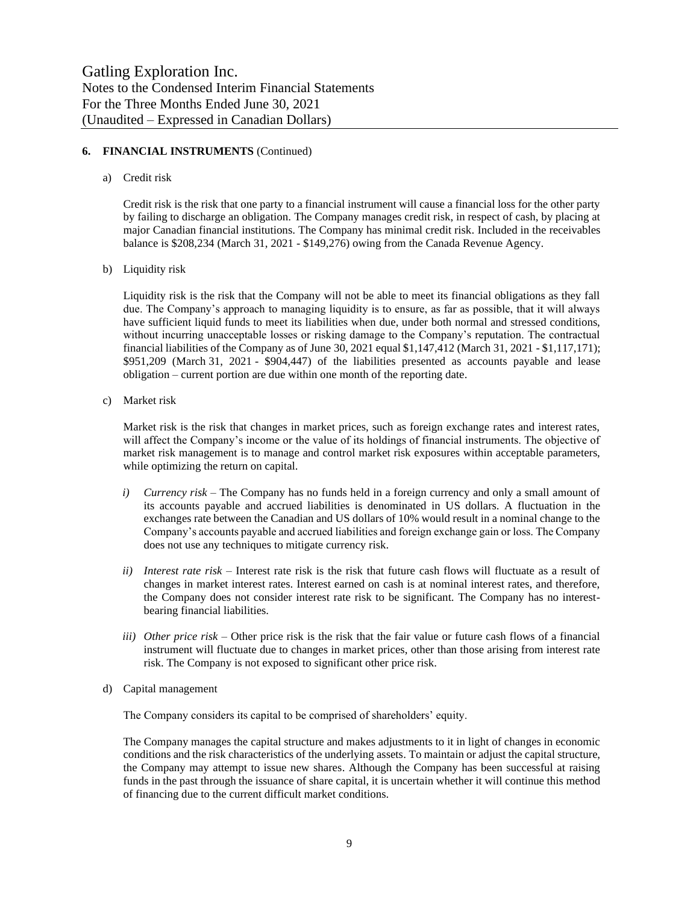**6. FINANCIAL INSTRUMENTS** (Continued)

a) Credit risk

Credit risk is the risk that one party to a financial instrument will cause a financial loss for the other party by failing to discharge an obligation. The Company manages credit risk, in respect of cash, by placing at major Canadian financial institutions. The Company has minimal credit risk. Included in the receivables balance is $208,234 (March 31, 2021 - $149,276) owing from the Canada Revenue Agency.

b) Liquidity risk

Liquidity risk is the risk that the Company will not be able to meet its financial obligations as they fall due. The Company's approach to managing liquidity is to ensure, as far as possible, that it will always have sufficient liquid funds to meet its liabilities when due, under both normal and stressed conditions, without incurring unacceptable losses or risking damage to the Company's reputation. The contractual financial liabilities of the Company as of June 30, 2021 equal $1,147,412 (March 31, 2021 - $1,117,171); $951,209 (March 31, 2021 - $904,447) of the liabilities presented as accounts payable and lease obligation – current portion are due within one month of the reporting date.

c) Market risk

Market risk is the risk that changes in market prices, such as foreign exchange rates and interest rates, will affect the Company's income or the value of its holdings of financial instruments. The objective of market risk management is to manage and control market risk exposures within acceptable parameters, while optimizing the return on capital.

*i) Currency risk* – The Company has no funds held in a foreign currency and only a small amount of its accounts payable and accrued liabilities is denominated in US dollars. A fluctuation in the exchanges rate between the Canadian and US dollars of 10% would result in a nominal change to the Company's accounts payable and accrued liabilities and foreign exchange gain or loss. The Company does not use any techniques to mitigate currency risk.

*ii) Interest rate risk* – Interest rate risk is the risk that future cash flows will fluctuate as a result of changes in market interest rates. Interest earned on cash is at nominal interest rates, and therefore, the Company does not consider interest rate risk to be significant. The Company has no interest-bearing financial liabilities.

*iii) Other price risk* – Other price risk is the risk that the fair value or future cash flows of a financial instrument will fluctuate due to changes in market prices, other than those arising from interest rate risk. The Company is not exposed to significant other price risk.

d) Capital management

The Company considers its capital to be comprised of shareholders' equity.

The Company manages the capital structure and makes adjustments to it in light of changes in economic conditions and the risk characteristics of the underlying assets. To maintain or adjust the capital structure, the Company may attempt to issue new shares. Although the Company has been successful at raising funds in the past through the issuance of share capital, it is uncertain whether it will continue this method of financing due to the current difficult market conditions.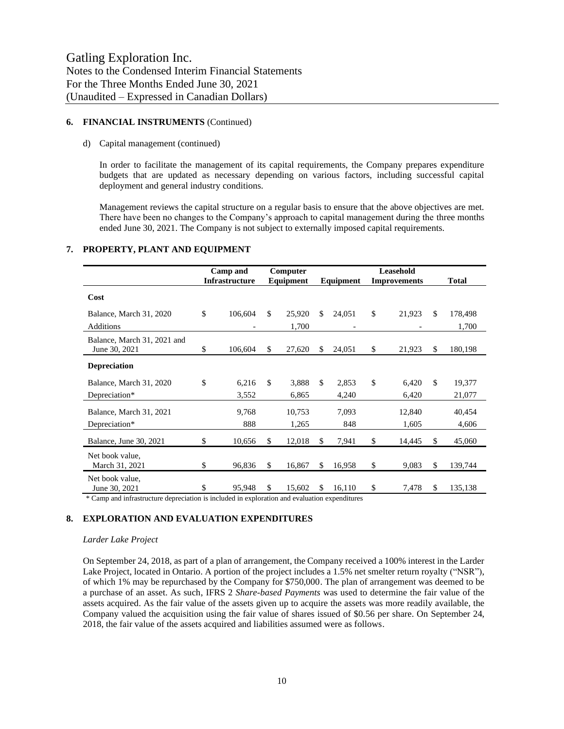## 6. FINANCIAL INSTRUMENTS (Continued)

d) Capital management (continued)

In order to facilitate the management of its capital requirements, the Company prepares expenditure budgets that are updated as necessary depending on various factors, including successful capital deployment and general industry conditions.

Management reviews the capital structure on a regular basis to ensure that the above objectives are met. There have been no changes to the Company's approach to capital management during the three months ended June 30, 2021. The Company is not subject to externally imposed capital requirements.

## 7. PROPERTY, PLANT AND EQUIPMENT

| | Camp and Infrastructure | Computer Equipment | Equipment | Leasehold Improvements | Total |
|---|---|---|---|---|---|
| **Cost** | | | | | |
| Balance, March 31, 2020 | $ 106,604 | $ 25,920 | $ 24,051 | $ 21,923 | $ 178,498 |
| Additions | - | 1,700 | - | - | 1,700 |
| Balance, March 31, 2021 and June 30, 2021 | $ 106,604 | $ 27,620 | $ 24,051 | $ 21,923 | $ 180,198 |
| **Depreciation** | | | | | |
| Balance, March 31, 2020 | $ 6,216 | $ 3,888 | $ 2,853 | $ 6,420 | $ 19,377 |
| Depreciation* | 3,552 | 6,865 | 4,240 | 6,420 | 21,077 |
| Balance, March 31, 2021 | 9,768 | 10,753 | 7,093 | 12,840 | 40,454 |
| Depreciation* | 888 | 1,265 | 848 | 1,605 | 4,606 |
| Balance, June 30, 2021 | $ 10,656 | $ 12,018 | $ 7,941 | $ 14,445 | $ 45,060 |
| Net book value, March 31, 2021 | $ 96,836 | $ 16,867 | $ 16,958 | $ 9,083 | $ 139,744 |
| Net book value, June 30, 2021 | $ 95,948 | $ 15,602 | $ 16,110 | $ 7,478 | $ 135,138 |

\* Camp and infrastructure depreciation is included in exploration and evaluation expenditures

## 8. EXPLORATION AND EVALUATION EXPENDITURES

*Larder Lake Project*

On September 24, 2018, as part of a plan of arrangement, the Company received a 100% interest in the Larder Lake Project, located in Ontario. A portion of the project includes a 1.5% net smelter return royalty ("NSR"), of which 1% may be repurchased by the Company for $750,000. The plan of arrangement was deemed to be a purchase of an asset. As such, IFRS 2 *Share-based Payments* was used to determine the fair value of the assets acquired. As the fair value of the assets given up to acquire the assets was more readily available, the Company valued the acquisition using the fair value of shares issued of $0.56 per share. On September 24, 2018, the fair value of the assets acquired and liabilities assumed were as follows.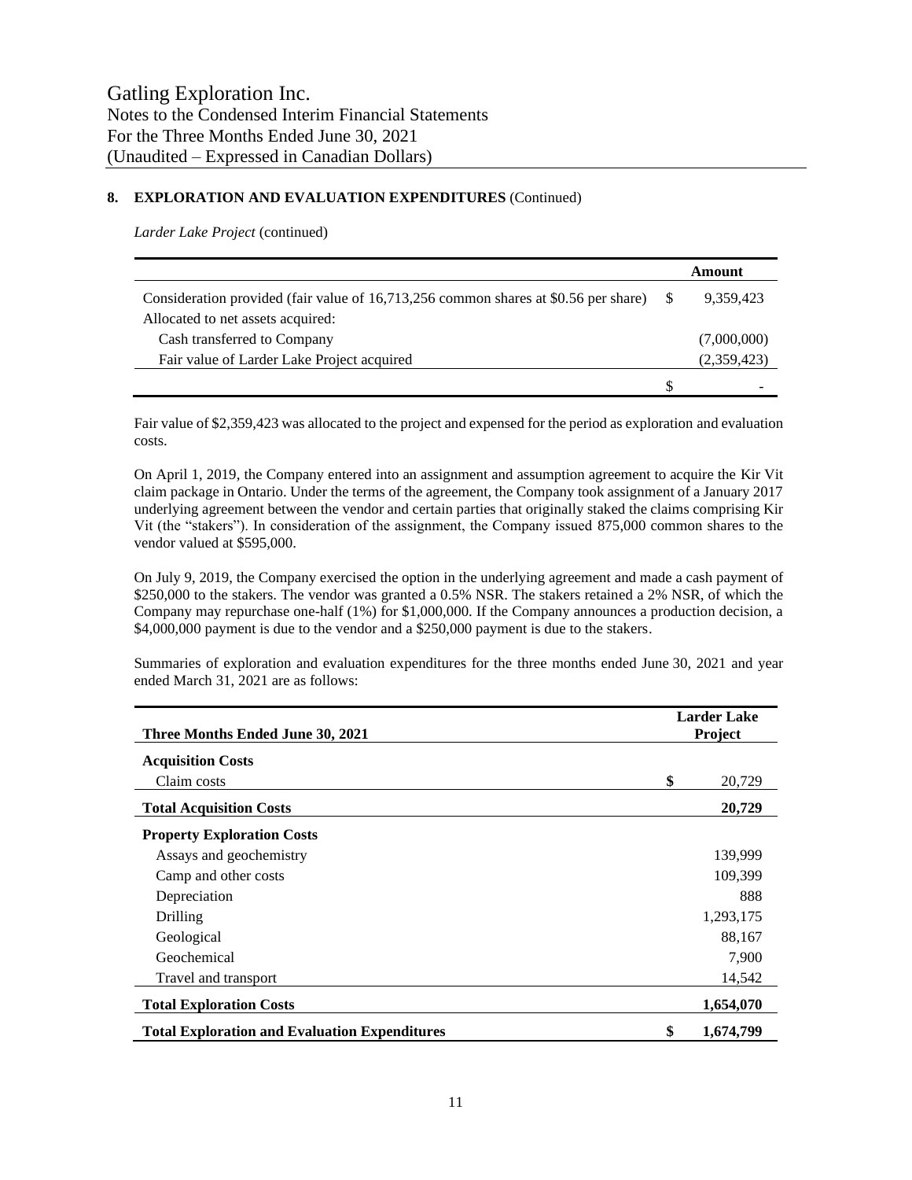## 8. EXPLORATION AND EVALUATION EXPENDITURES (Continued)

*Larder Lake Project* (continued)

| | | Amount |
|---|---|---|
| Consideration provided (fair value of 16,713,256 common shares at \$0.56 per share) | \$ | 9,359,423 |
| Allocated to net assets acquired: | | |
| Cash transferred to Company | | (7,000,000) |
| Fair value of Larder Lake Project acquired | | (2,359,423) |
| | \$ | - |

Fair value of \$2,359,423 was allocated to the project and expensed for the period as exploration and evaluation costs.

On April 1, 2019, the Company entered into an assignment and assumption agreement to acquire the Kir Vit claim package in Ontario. Under the terms of the agreement, the Company took assignment of a January 2017 underlying agreement between the vendor and certain parties that originally staked the claims comprising Kir Vit (the "stakers"). In consideration of the assignment, the Company issued 875,000 common shares to the vendor valued at \$595,000.

On July 9, 2019, the Company exercised the option in the underlying agreement and made a cash payment of \$250,000 to the stakers. The vendor was granted a 0.5% NSR. The stakers retained a 2% NSR, of which the Company may repurchase one-half (1%) for \$1,000,000. If the Company announces a production decision, a \$4,000,000 payment is due to the vendor and a \$250,000 payment is due to the stakers.

Summaries of exploration and evaluation expenditures for the three months ended June 30, 2021 and year ended March 31, 2021 are as follows:

| Three Months Ended June 30, 2021 | | Larder Lake Project |
|---|---|---|
| **Acquisition Costs** | | |
| Claim costs | **\$** | 20,729 |
| **Total Acquisition Costs** | | **20,729** |
| **Property Exploration Costs** | | |
| Assays and geochemistry | | 139,999 |
| Camp and other costs | | 109,399 |
| Depreciation | | 888 |
| Drilling | | 1,293,175 |
| Geological | | 88,167 |
| Geochemical | | 7,900 |
| Travel and transport | | 14,542 |
| **Total Exploration Costs** | | **1,654,070** |
| **Total Exploration and Evaluation Expenditures** | **\$** | **1,674,799** |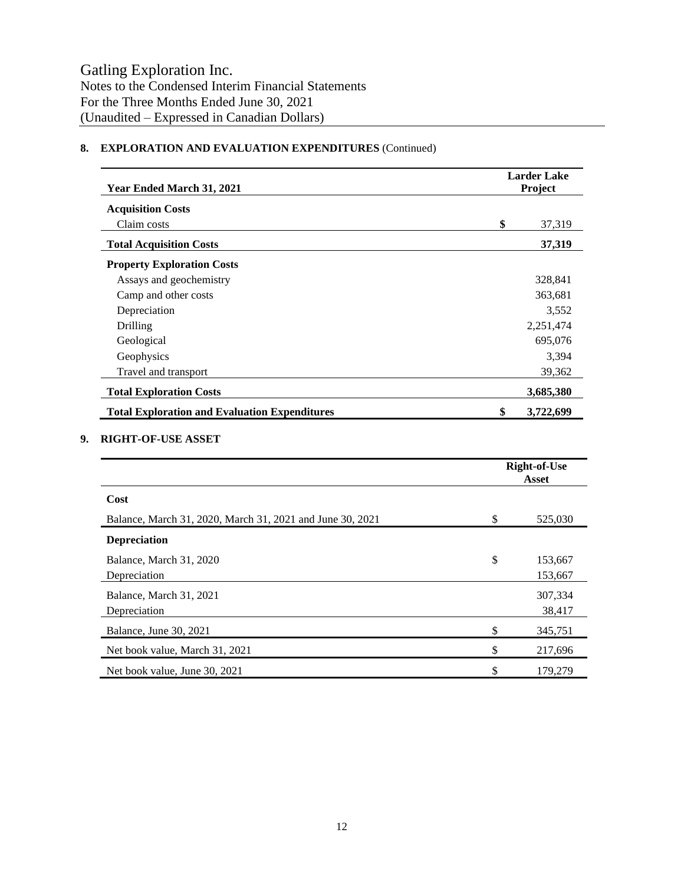## 8. EXPLORATION AND EVALUATION EXPENDITURES (Continued)

| Year Ended March 31, 2021 | Larder Lake Project |
|---|---|
| **Acquisition Costs** | |
| Claim costs | $ 37,319 |
| **Total Acquisition Costs** | **37,319** |
| **Property Exploration Costs** | |
| Assays and geochemistry | 328,841 |
| Camp and other costs | 363,681 |
| Depreciation | 3,552 |
| Drilling | 2,251,474 |
| Geological | 695,076 |
| Geophysics | 3,394 |
| Travel and transport | 39,362 |
| **Total Exploration Costs** | **3,685,380** |
| **Total Exploration and Evaluation Expenditures** | **$ 3,722,699** |

## 9. RIGHT-OF-USE ASSET

| | Right-of-Use Asset |
|---|---|
| **Cost** | |
| Balance, March 31, 2020, March 31, 2021 and June 30, 2021 | $ 525,030 |
| **Depreciation** | |
| Balance, March 31, 2020 | $ 153,667 |
| Depreciation | 153,667 |
| Balance, March 31, 2021 | 307,334 |
| Depreciation | 38,417 |
| Balance, June 30, 2021 | $ 345,751 |
| Net book value, March 31, 2021 | $ 217,696 |
| Net book value, June 30, 2021 | $ 179,279 |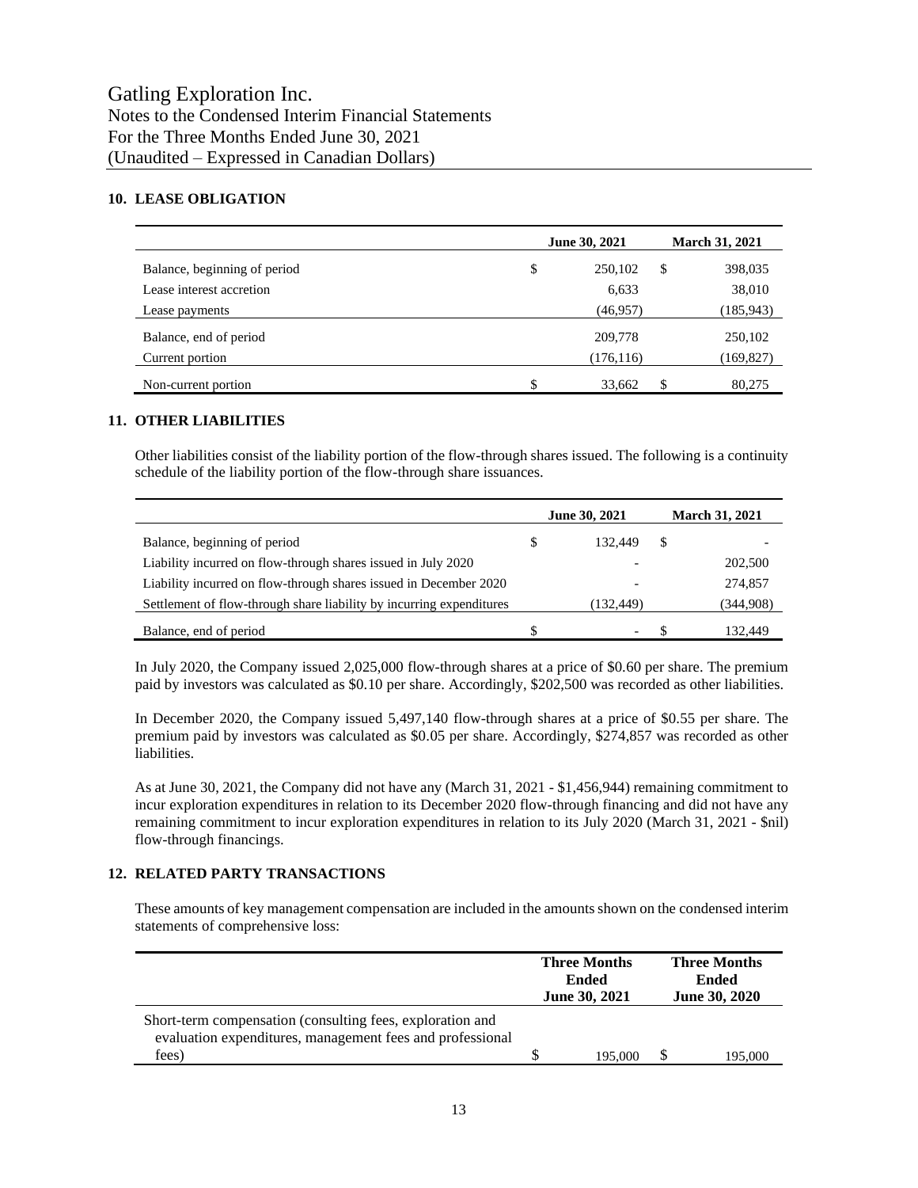## 10. LEASE OBLIGATION

| | June 30, 2021 | March 31, 2021 |
|---|---|---|
| Balance, beginning of period | $ 250,102 | $ 398,035 |
| Lease interest accretion | 6,633 | 38,010 |
| Lease payments | (46,957) | (185,943) |
| Balance, end of period | 209,778 | 250,102 |
| Current portion | (176,116) | (169,827) |
| Non-current portion | $ 33,662 | $ 80,275 |

## 11. OTHER LIABILITIES

Other liabilities consist of the liability portion of the flow-through shares issued. The following is a continuity schedule of the liability portion of the flow-through share issuances.

| | June 30, 2021 | March 31, 2021 |
|---|---|---|
| Balance, beginning of period | $ 132,449 | $ - |
| Liability incurred on flow-through shares issued in July 2020 | - | 202,500 |
| Liability incurred on flow-through shares issued in December 2020 | - | 274,857 |
| Settlement of flow-through share liability by incurring expenditures | (132,449) | (344,908) |
| Balance, end of period | $ - | $ 132,449 |

In July 2020, the Company issued 2,025,000 flow-through shares at a price of $0.60 per share. The premium paid by investors was calculated as $0.10 per share. Accordingly, $202,500 was recorded as other liabilities.

In December 2020, the Company issued 5,497,140 flow-through shares at a price of $0.55 per share. The premium paid by investors was calculated as $0.05 per share. Accordingly, $274,857 was recorded as other liabilities.

As at June 30, 2021, the Company did not have any (March 31, 2021 - $1,456,944) remaining commitment to incur exploration expenditures in relation to its December 2020 flow-through financing and did not have any remaining commitment to incur exploration expenditures in relation to its July 2020 (March 31, 2021 - $nil) flow-through financings.

## 12. RELATED PARTY TRANSACTIONS

These amounts of key management compensation are included in the amounts shown on the condensed interim statements of comprehensive loss:

| | Three Months Ended June 30, 2021 | Three Months Ended June 30, 2020 |
|---|---|---|
| Short-term compensation (consulting fees, exploration and evaluation expenditures, management fees and professional fees) | $ 195,000 | $ 195,000 |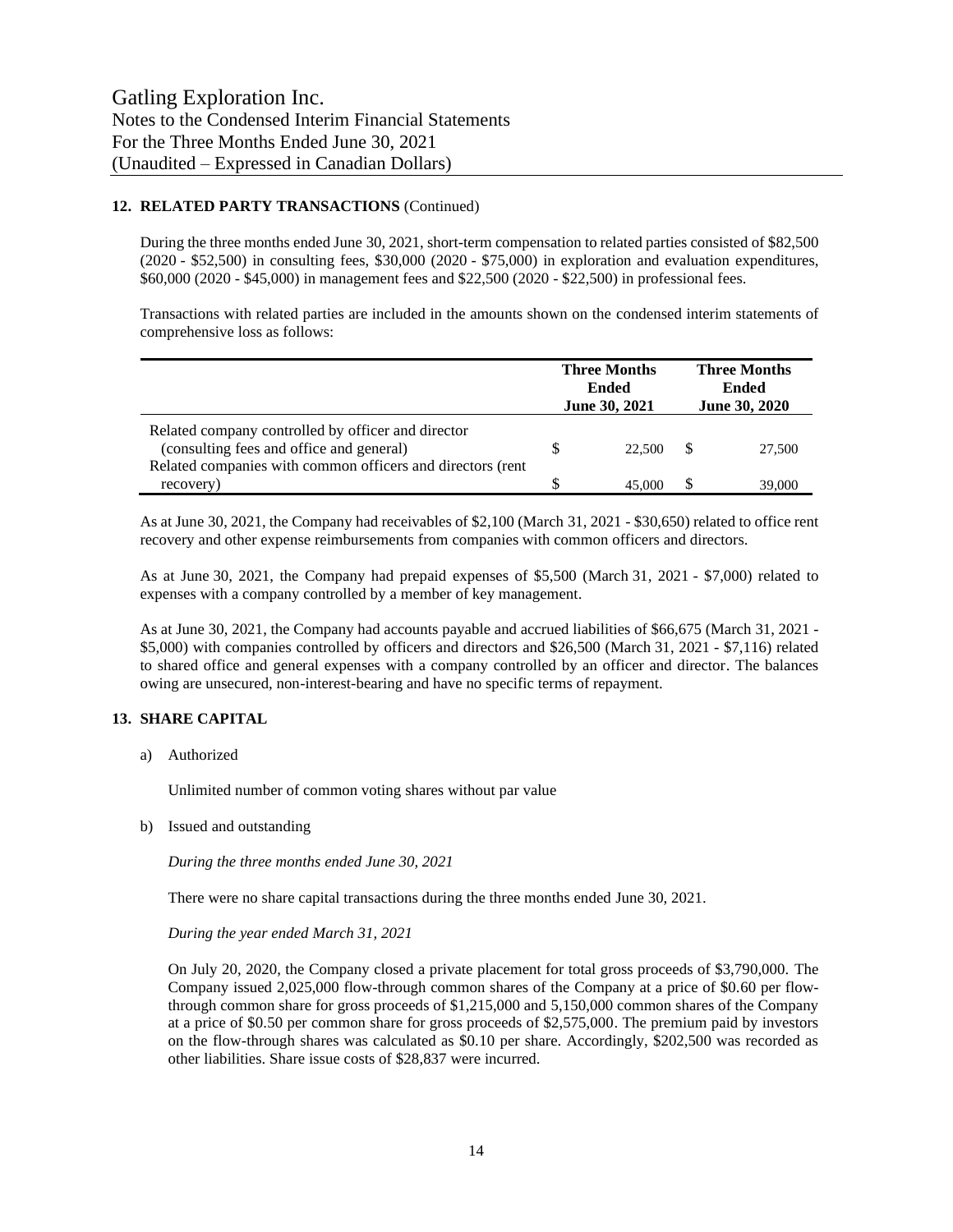## 12. RELATED PARTY TRANSACTIONS (Continued)

During the three months ended June 30, 2021, short-term compensation to related parties consisted of $82,500 (2020 - $52,500) in consulting fees, $30,000 (2020 - $75,000) in exploration and evaluation expenditures, $60,000 (2020 - $45,000) in management fees and $22,500 (2020 - $22,500) in professional fees.

Transactions with related parties are included in the amounts shown on the condensed interim statements of comprehensive loss as follows:

| | Three Months Ended June 30, 2021 | Three Months Ended June 30, 2020 |
|---|---|---|
| Related company controlled by officer and director (consulting fees and office and general) | $ 22,500 | $ 27,500 |
| Related companies with common officers and directors (rent recovery) | $ 45,000 | $ 39,000 |

As at June 30, 2021, the Company had receivables of $2,100 (March 31, 2021 - $30,650) related to office rent recovery and other expense reimbursements from companies with common officers and directors.

As at June 30, 2021, the Company had prepaid expenses of $5,500 (March 31, 2021 - $7,000) related to expenses with a company controlled by a member of key management.

As at June 30, 2021, the Company had accounts payable and accrued liabilities of $66,675 (March 31, 2021 - $5,000) with companies controlled by officers and directors and $26,500 (March 31, 2021 - $7,116) related to shared office and general expenses with a company controlled by an officer and director. The balances owing are unsecured, non-interest-bearing and have no specific terms of repayment.

## 13. SHARE CAPITAL

a) Authorized

Unlimited number of common voting shares without par value

b) Issued and outstanding

*During the three months ended June 30, 2021*

There were no share capital transactions during the three months ended June 30, 2021.

*During the year ended March 31, 2021*

On July 20, 2020, the Company closed a private placement for total gross proceeds of $3,790,000. The Company issued 2,025,000 flow-through common shares of the Company at a price of $0.60 per flow-through common share for gross proceeds of $1,215,000 and 5,150,000 common shares of the Company at a price of $0.50 per common share for gross proceeds of $2,575,000. The premium paid by investors on the flow-through shares was calculated as $0.10 per share. Accordingly, $202,500 was recorded as other liabilities. Share issue costs of $28,837 were incurred.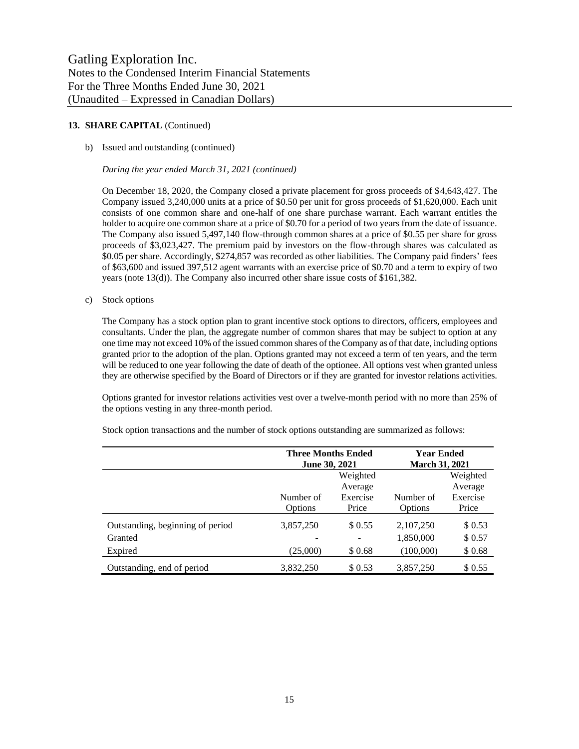## 13. SHARE CAPITAL (Continued)

b) Issued and outstanding (continued)

*During the year ended March 31, 2021 (continued)*

On December 18, 2020, the Company closed a private placement for gross proceeds of $4,643,427. The Company issued 3,240,000 units at a price of $0.50 per unit for gross proceeds of $1,620,000. Each unit consists of one common share and one-half of one share purchase warrant. Each warrant entitles the holder to acquire one common share at a price of $0.70 for a period of two years from the date of issuance. The Company also issued 5,497,140 flow-through common shares at a price of $0.55 per share for gross proceeds of $3,023,427. The premium paid by investors on the flow-through shares was calculated as $0.05 per share. Accordingly, $274,857 was recorded as other liabilities. The Company paid finders' fees of $63,600 and issued 397,512 agent warrants with an exercise price of $0.70 and a term to expiry of two years (note 13(d)). The Company also incurred other share issue costs of $161,382.

c) Stock options

The Company has a stock option plan to grant incentive stock options to directors, officers, employees and consultants. Under the plan, the aggregate number of common shares that may be subject to option at any one time may not exceed 10% of the issued common shares of the Company as of that date, including options granted prior to the adoption of the plan. Options granted may not exceed a term of ten years, and the term will be reduced to one year following the date of death of the optionee. All options vest when granted unless they are otherwise specified by the Board of Directors or if they are granted for investor relations activities.

Options granted for investor relations activities vest over a twelve-month period with no more than 25% of the options vesting in any three-month period.

Stock option transactions and the number of stock options outstanding are summarized as follows:

| | **Three Months Ended June 30, 2021** | | **Year Ended March 31, 2021** | |
|---|---|---|---|---|
| | Number of Options | Weighted Average Exercise Price | Number of Options | Weighted Average Exercise Price |
| Outstanding, beginning of period | 3,857,250 | $ 0.55 | 2,107,250 | $ 0.53 |
| Granted | - | - | 1,850,000 | $ 0.57 |
| Expired | (25,000) | $ 0.68 | (100,000) | $ 0.68 |
| Outstanding, end of period | 3,832,250 | $ 0.53 | 3,857,250 | $ 0.55 |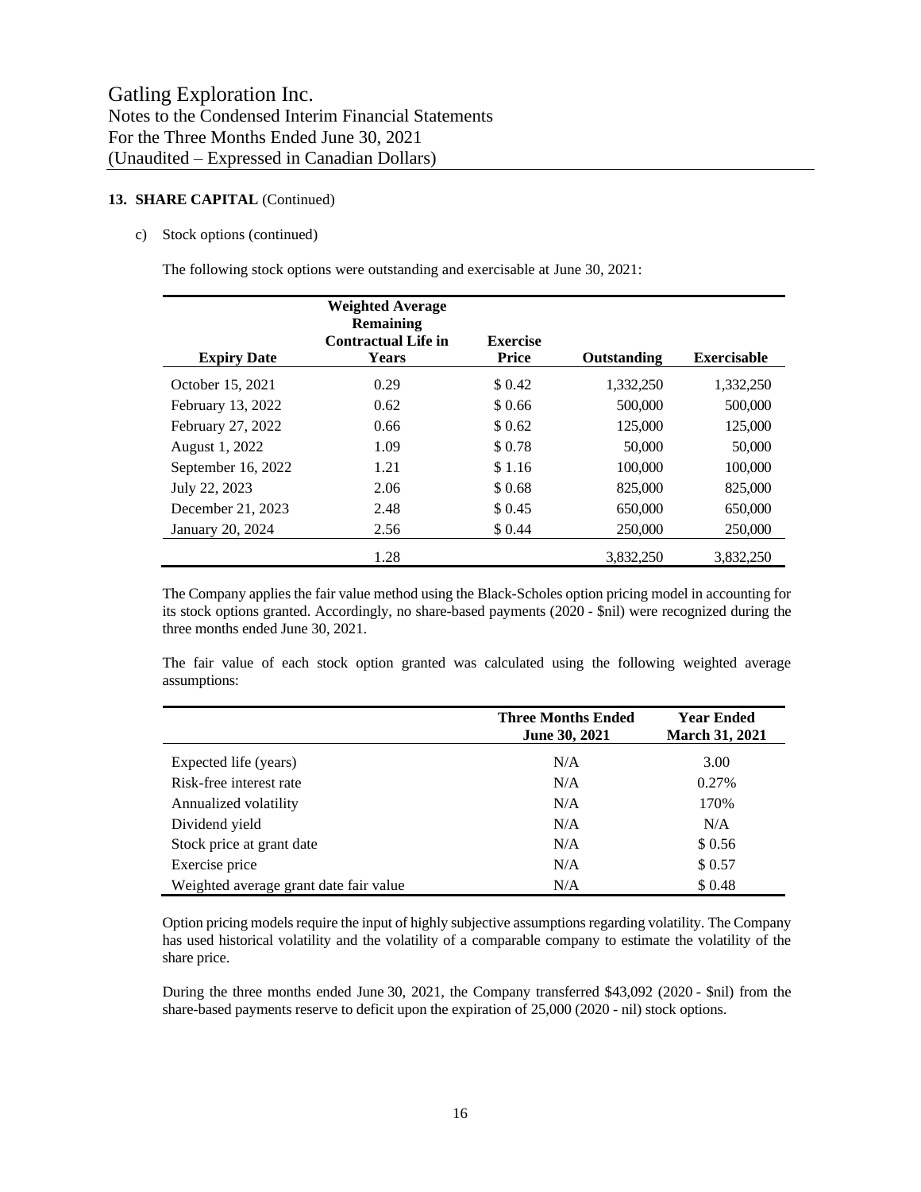Gatling Exploration Inc.
Notes to the Condensed Interim Financial Statements
For the Three Months Ended June 30, 2021
(Unaudited – Expressed in Canadian Dollars)

**13. SHARE CAPITAL** (Continued)

c) Stock options (continued)

The following stock options were outstanding and exercisable at June 30, 2021:

| Expiry Date | Weighted Average Remaining Contractual Life in Years | Exercise Price | Outstanding | Exercisable |
|---|---|---|---|---|
| October 15, 2021 | 0.29 | $ 0.42 | 1,332,250 | 1,332,250 |
| February 13, 2022 | 0.62 | $ 0.66 | 500,000 | 500,000 |
| February 27, 2022 | 0.66 | $ 0.62 | 125,000 | 125,000 |
| August 1, 2022 | 1.09 | $ 0.78 | 50,000 | 50,000 |
| September 16, 2022 | 1.21 | $ 1.16 | 100,000 | 100,000 |
| July 22, 2023 | 2.06 | $ 0.68 | 825,000 | 825,000 |
| December 21, 2023 | 2.48 | $ 0.45 | 650,000 | 650,000 |
| January 20, 2024 | 2.56 | $ 0.44 | 250,000 | 250,000 |
| | 1.28 | | 3,832,250 | 3,832,250 |

The Company applies the fair value method using the Black-Scholes option pricing model in accounting for its stock options granted. Accordingly, no share-based payments (2020 - $nil) were recognized during the three months ended June 30, 2021.

The fair value of each stock option granted was calculated using the following weighted average assumptions:

| | Three Months Ended June 30, 2021 | Year Ended March 31, 2021 |
|---|---|---|
| Expected life (years) | N/A | 3.00 |
| Risk-free interest rate | N/A | 0.27% |
| Annualized volatility | N/A | 170% |
| Dividend yield | N/A | N/A |
| Stock price at grant date | N/A | $ 0.56 |
| Exercise price | N/A | $ 0.57 |
| Weighted average grant date fair value | N/A | $ 0.48 |

Option pricing models require the input of highly subjective assumptions regarding volatility. The Company has used historical volatility and the volatility of a comparable company to estimate the volatility of the share price.

During the three months ended June 30, 2021, the Company transferred $43,092 (2020 - $nil) from the share-based payments reserve to deficit upon the expiration of 25,000 (2020 - nil) stock options.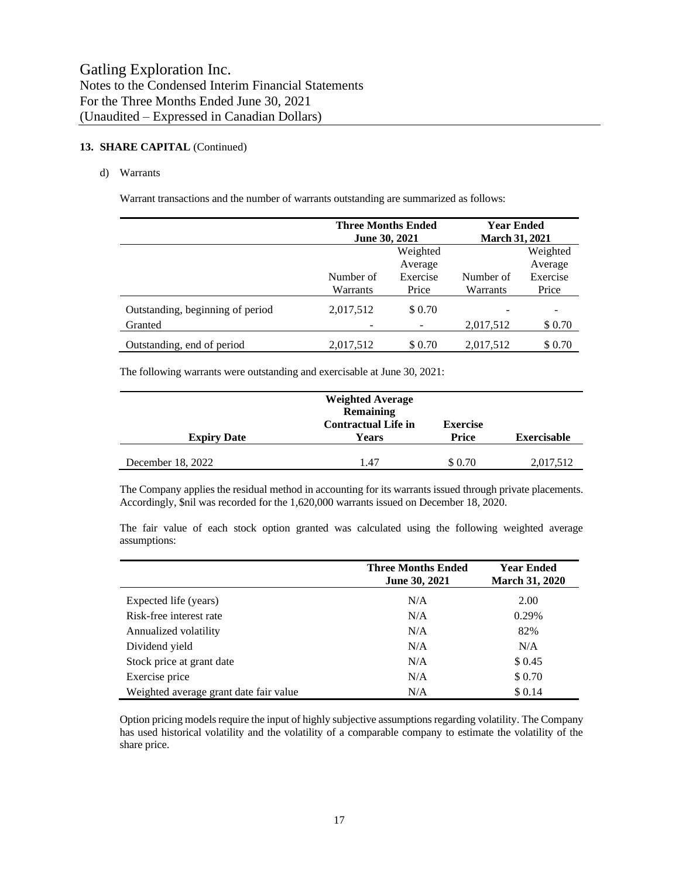### 13. SHARE CAPITAL (Continued)

d) Warrants

Warrant transactions and the number of warrants outstanding are summarized as follows:

| | Three Months Ended June 30, 2021 | | Year Ended March 31, 2021 | |
|---|---|---|---|---|
| | Number of Warrants | Weighted Average Exercise Price | Number of Warrants | Weighted Average Exercise Price |
| Outstanding, beginning of period | 2,017,512 | $ 0.70 | - | - |
| Granted | - | - | 2,017,512 | $ 0.70 |
| Outstanding, end of period | 2,017,512 | $ 0.70 | 2,017,512 | $ 0.70 |

The following warrants were outstanding and exercisable at June 30, 2021:

| Expiry Date | Weighted Average Remaining Contractual Life in Years | Exercise Price | Exercisable |
|---|---|---|---|
| December 18, 2022 | 1.47 | $ 0.70 | 2,017,512 |

The Company applies the residual method in accounting for its warrants issued through private placements. Accordingly, $nil was recorded for the 1,620,000 warrants issued on December 18, 2020.

The fair value of each stock option granted was calculated using the following weighted average assumptions:

| | Three Months Ended June 30, 2021 | Year Ended March 31, 2020 |
|---|---|---|
| Expected life (years) | N/A | 2.00 |
| Risk-free interest rate | N/A | 0.29% |
| Annualized volatility | N/A | 82% |
| Dividend yield | N/A | N/A |
| Stock price at grant date | N/A | $ 0.45 |
| Exercise price | N/A | $ 0.70 |
| Weighted average grant date fair value | N/A | $ 0.14 |

Option pricing models require the input of highly subjective assumptions regarding volatility. The Company has used historical volatility and the volatility of a comparable company to estimate the volatility of the share price.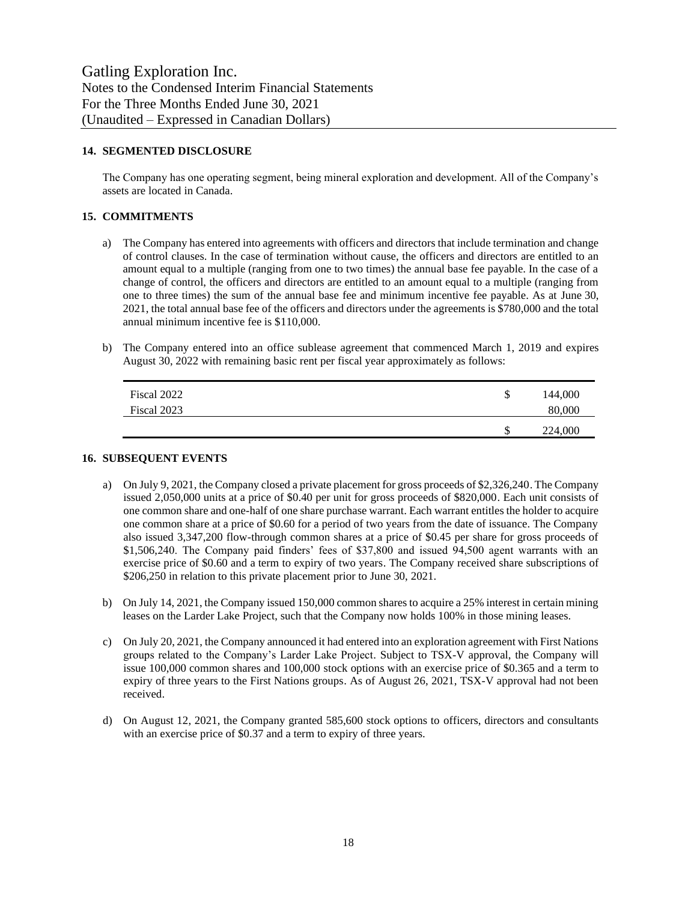Gatling Exploration Inc.
Notes to the Condensed Interim Financial Statements
For the Three Months Ended June 30, 2021
(Unaudited – Expressed in Canadian Dollars)

## 14. SEGMENTED DISCLOSURE

The Company has one operating segment, being mineral exploration and development. All of the Company's assets are located in Canada.

## 15. COMMITMENTS

a) The Company has entered into agreements with officers and directors that include termination and change of control clauses. In the case of termination without cause, the officers and directors are entitled to an amount equal to a multiple (ranging from one to two times) the annual base fee payable. In the case of a change of control, the officers and directors are entitled to an amount equal to a multiple (ranging from one to three times) the sum of the annual base fee and minimum incentive fee payable. As at June 30, 2021, the total annual base fee of the officers and directors under the agreements is $780,000 and the total annual minimum incentive fee is $110,000.

b) The Company entered into an office sublease agreement that commenced March 1, 2019 and expires August 30, 2022 with remaining basic rent per fiscal year approximately as follows:

| | | |
|---|---|---|
| Fiscal 2022 | $ | 144,000 |
| Fiscal 2023 | | 80,000 |
| | $ | 224,000 |

## 16. SUBSEQUENT EVENTS

a) On July 9, 2021, the Company closed a private placement for gross proceeds of $2,326,240. The Company issued 2,050,000 units at a price of $0.40 per unit for gross proceeds of $820,000. Each unit consists of one common share and one-half of one share purchase warrant. Each warrant entitles the holder to acquire one common share at a price of $0.60 for a period of two years from the date of issuance. The Company also issued 3,347,200 flow-through common shares at a price of $0.45 per share for gross proceeds of $1,506,240. The Company paid finders' fees of $37,800 and issued 94,500 agent warrants with an exercise price of $0.60 and a term to expiry of two years. The Company received share subscriptions of $206,250 in relation to this private placement prior to June 30, 2021.

b) On July 14, 2021, the Company issued 150,000 common shares to acquire a 25% interest in certain mining leases on the Larder Lake Project, such that the Company now holds 100% in those mining leases.

c) On July 20, 2021, the Company announced it had entered into an exploration agreement with First Nations groups related to the Company's Larder Lake Project. Subject to TSX-V approval, the Company will issue 100,000 common shares and 100,000 stock options with an exercise price of $0.365 and a term to expiry of three years to the First Nations groups. As of August 26, 2021, TSX-V approval had not been received.

d) On August 12, 2021, the Company granted 585,600 stock options to officers, directors and consultants with an exercise price of $0.37 and a term to expiry of three years.